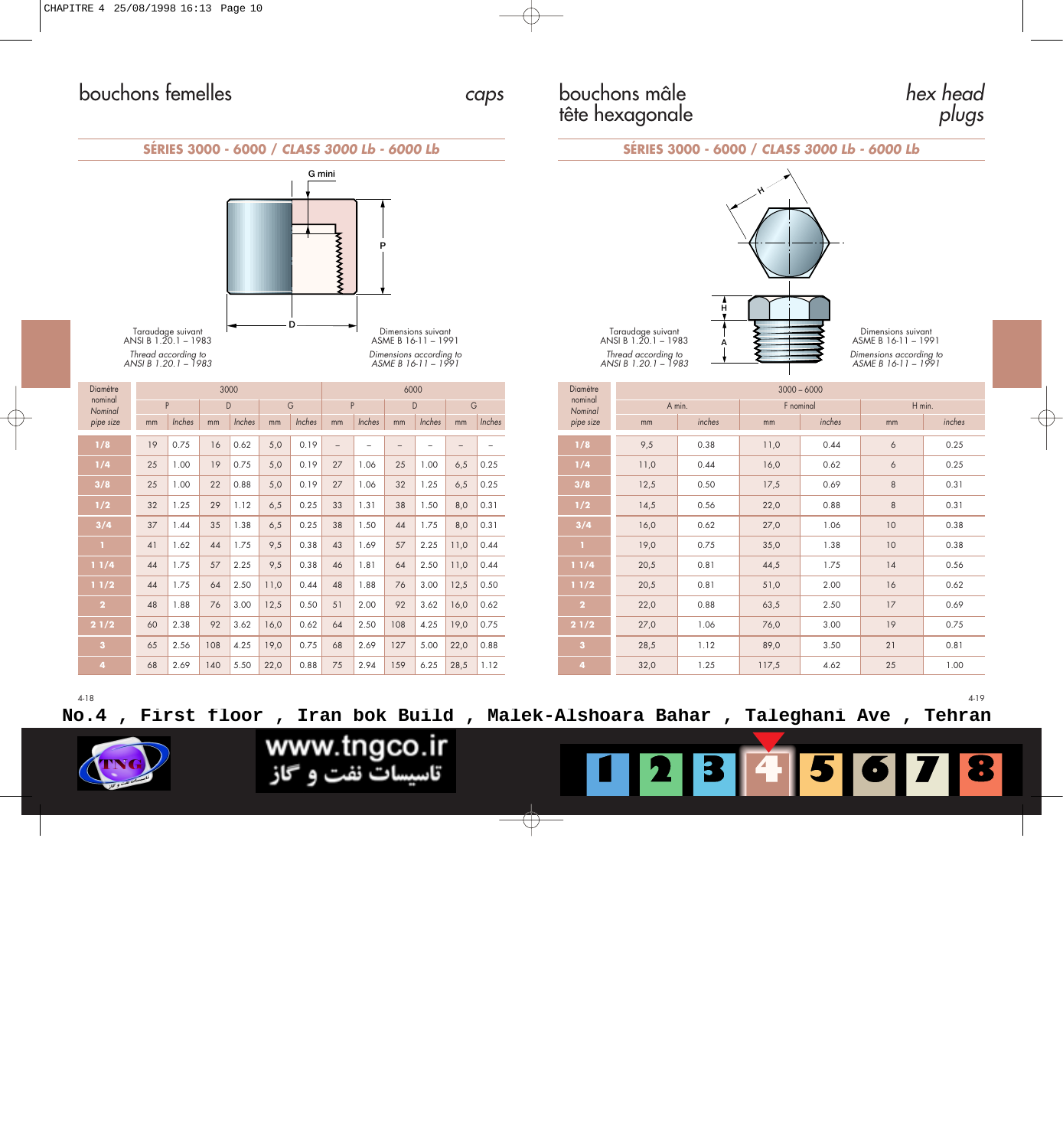## bouchons femelles — *caps*

**SÉRIES 3000 - 6000 / *CLASS 3000 Lb - 6000 Lb***

G mini

P

D

Taraudage suivant ANSI B 1.20.1 – 1983
*Thread according to ANSI B 1.20.1 – 1983*

Dimensions suivant ASME B 16-11 – 1991
*Dimensions according to ASME B 16-11 – 1991*

| Diamètre nominal *Nominal pipe size* | 3000 | | | | | | 6000 | | | | | |
|---|---|---|---|---|---|---|---|---|---|---|---|---|
| | P | | D | | G | | P | | D | | G | |
| | mm | *Inches* | mm | *Inches* | mm | *Inches* | mm | *Inches* | mm | *Inches* | mm | *Inches* |
| 1/8 | 19 | 0.75 | 16 | 0.62 | 5,0 | 0.19 | – | – | – | – | – | – |
| 1/4 | 25 | 1.00 | 19 | 0.75 | 5,0 | 0.19 | 27 | 1.06 | 25 | 1.00 | 6,5 | 0.25 |
| 3/8 | 25 | 1.00 | 22 | 0.88 | 5,0 | 0.19 | 27 | 1.06 | 32 | 1.25 | 6,5 | 0.25 |
| 1/2 | 32 | 1.25 | 29 | 1.12 | 6,5 | 0.25 | 33 | 1.31 | 38 | 1.50 | 8,0 | 0.31 |
| 3/4 | 37 | 1.44 | 35 | 1.38 | 6,5 | 0.25 | 38 | 1.50 | 44 | 1.75 | 8,0 | 0.31 |
| 1 | 41 | 1.62 | 44 | 1.75 | 9,5 | 0.38 | 43 | 1.69 | 57 | 2.25 | 11,0 | 0.44 |
| 1 1/4 | 44 | 1.75 | 57 | 2.25 | 9,5 | 0.38 | 46 | 1.81 | 64 | 2.50 | 11,0 | 0.44 |
| 1 1/2 | 44 | 1.75 | 64 | 2.50 | 11,0 | 0.44 | 48 | 1.88 | 76 | 3.00 | 12,5 | 0.50 |
| 2 | 48 | 1.88 | 76 | 3.00 | 12,5 | 0.50 | 51 | 2.00 | 92 | 3.62 | 16,0 | 0.62 |
| 2 1/2 | 60 | 2.38 | 92 | 3.62 | 16,0 | 0.62 | 64 | 2.50 | 108 | 4.25 | 19,0 | 0.75 |
| 3 | 65 | 2.56 | 108 | 4.25 | 19,0 | 0.75 | 68 | 2.69 | 127 | 5.00 | 22,0 | 0.88 |
| 4 | 68 | 2.69 | 140 | 5.50 | 22,0 | 0.88 | 75 | 2.94 | 159 | 6.25 | 28,5 | 1.12 |

## bouchons mâle tête hexagonale — *hex head plugs*

**SÉRIES 3000 - 6000 / *CLASS 3000 Lb - 6000 Lb***

H

A

Taraudage suivant ANSI B 1.20.1 – 1983
*Thread according to ANSI B 1.20.1 – 1983*

Dimensions suivant ASME B 16-11 – 1991
*Dimensions according to ASME B 16-11 – 1991*

| Diamètre nominal *Nominal pipe size* | 3000 – 6000 | | | | | |
|---|---|---|---|---|---|---|
| | A min. | | F nominal | | H min. | |
| | mm | *inches* | mm | *inches* | mm | *inches* |
| 1/8 | 9,5 | 0.38 | 11,0 | 0.44 | 6 | 0.25 |
| 1/4 | 11,0 | 0.44 | 16,0 | 0.62 | 6 | 0.25 |
| 3/8 | 12,5 | 0.50 | 17,5 | 0.69 | 8 | 0.31 |
| 1/2 | 14,5 | 0.56 | 22,0 | 0.88 | 8 | 0.31 |
| 3/4 | 16,0 | 0.62 | 27,0 | 1.06 | 10 | 0.38 |
| 1 | 19,0 | 0.75 | 35,0 | 1.38 | 10 | 0.38 |
| 1 1/4 | 20,5 | 0.81 | 44,5 | 1.75 | 14 | 0.56 |
| 1 1/2 | 20,5 | 0.81 | 51,0 | 2.00 | 16 | 0.62 |
| 2 | 22,0 | 0.88 | 63,5 | 2.50 | 17 | 0.69 |
| 2 1/2 | 27,0 | 1.06 | 76,0 | 3.00 | 19 | 0.75 |
| 3 | 28,5 | 1.12 | 89,0 | 3.50 | 21 | 0.81 |
| 4 | 32,0 | 1.25 | 117,5 | 4.62 | 25 | 1.00 |

**No.4 , First floor , Iran bok Build , Malek-Alshoara Bahar , Taleghani Ave , Tehran**

www.tngco.ir
تاسیسات نفت و گاز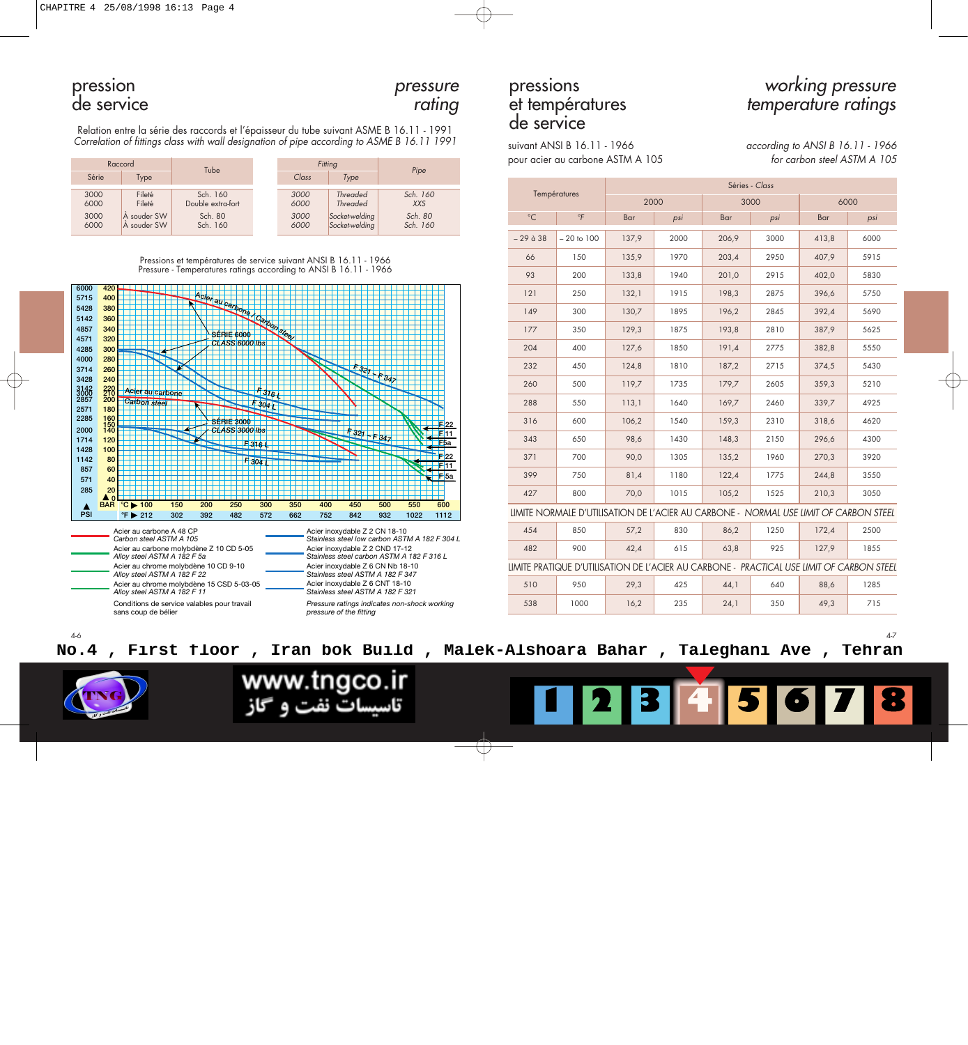# pression de service — *pressure rating*

Relation entre la série des raccords et l'épaisseur du tube suivant ASME B 16.11 - 1991
*Correlation of fittings class with wall designation of pipe according to ASME B 16.11 1991*

| Raccord | | Tube |
|---|---|---|
| Série | Type | |
| 3000 | Fileté | Sch. 160 |
| 6000 | Fileté | Double extra-fort |
| 3000 | À souder SW | Sch. 80 |
| 6000 | À souder SW | Sch. 160 |

| *Fitting* | | *Pipe* |
|---|---|---|
| *Class* | *Type* | |
| *3000* | *Threaded* | *Sch. 160* |
| *6000* | *Threaded* | *XXS* |
| *3000* | *Socket-welding* | *Sch. 80* |
| *6000* | *Socket-welding* | *Sch. 160* |

Pressions et températures de service suivant ANSI B 16.11 - 1966
Pressure - Temperatures ratings according to ANSI B 16.11 - 1966

Acier au carbone A 48 CP
*Carbon steel ASTM A 105*

Acier au carbone molybdène Z 10 CD 5-05
*Alloy steel ASTM A 182 F 5a*

Acier au chrome molybdène 10 CD 9-10
*Alloy steel ASTM A 182 F 22*

Acier au chrome molybdène 15 CSD 5-03-05
*Alloy steel ASTM A 182 F 11*

Acier inoxydable Z 2 CN 18-10
*Stainless steel low carbon ASTM A 182 F 304 L*

Acier inoxydable Z 2 CND 17-12
*Stainless steel carbon ASTM A 182 F 316 L*

Acier inoxydable Z 6 CN Nb 18-10
*Stainless steel ASTM A 182 F 347*

Acier inoxydable Z 6 CNT 18-10
*Stainless steel ASTM A 182 F 321*

Conditions de service valables pour travail sans coup de bélier

*Pressure ratings indicates non-shock working pressure of the fitting*

# pressions et températures de service — *working pressure temperature ratings*

suivant ANSI B 16.11 - 1966
pour acier au carbone ASTM A 105

*according to ANSI B 16.11 - 1966*
*for carbon steel ASTM A 105*

| Températures | | Séries - *Class* | | | | | |
|---|---|---|---|---|---|---|---|
| | | 2000 | | 3000 | | 6000 | |
| °C | *°F* | Bar | *psi* | Bar | *psi* | Bar | *psi* |
| – 29 à 38 | – 20 to 100 | 137,9 | 2000 | 206,9 | 3000 | 413,8 | 6000 |
| 66 | 150 | 135,9 | 1970 | 203,4 | 2950 | 407,9 | 5915 |
| 93 | 200 | 133,8 | 1940 | 201,0 | 2915 | 402,0 | 5830 |
| 121 | 250 | 132,1 | 1915 | 198,3 | 2875 | 396,6 | 5750 |
| 149 | 300 | 130,7 | 1895 | 196,2 | 2845 | 392,4 | 5690 |
| 177 | 350 | 129,3 | 1875 | 193,8 | 2810 | 387,9 | 5625 |
| 204 | 400 | 127,6 | 1850 | 191,4 | 2775 | 382,8 | 5550 |
| 232 | 450 | 124,8 | 1810 | 187,2 | 2715 | 374,5 | 5430 |
| 260 | 500 | 119,7 | 1735 | 179,7 | 2605 | 359,3 | 5210 |
| 288 | 550 | 113,1 | 1640 | 169,7 | 2460 | 339,7 | 4925 |
| 316 | 600 | 106,2 | 1540 | 159,3 | 2310 | 318,6 | 4620 |
| 343 | 650 | 98,6 | 1430 | 148,3 | 2150 | 296,6 | 4300 |
| 371 | 700 | 90,0 | 1305 | 135,2 | 1960 | 270,3 | 3920 |
| 399 | 750 | 81,4 | 1180 | 122,4 | 1775 | 244,8 | 3550 |
| 427 | 800 | 70,0 | 1015 | 105,2 | 1525 | 210,3 | 3050 |
| LIMITE NORMALE D'UTILISATION DE L'ACIER AU CARBONE - *NORMAL USE LIMIT OF CARBON STEEL* | | | | | | | |
| 454 | 850 | 57,2 | 830 | 86,2 | 1250 | 172,4 | 2500 |
| 482 | 900 | 42,4 | 615 | 63,8 | 925 | 127,9 | 1855 |
| LIMITE PRATIQUE D'UTILISATION DE L'ACIER AU CARBONE - *PRACTICAL USE LIMIT OF CARBON STEEL* | | | | | | | |
| 510 | 950 | 29,3 | 425 | 44,1 | 640 | 88,6 | 1285 |
| 538 | 1000 | 16,2 | 235 | 24,1 | 350 | 49,3 | 715 |

No.4 , First floor , Iran bok Build , Malek-Alshoara Bahar , Taleghani Ave , Tehran

www.tngco.ir
تاسیسات نفت و گاز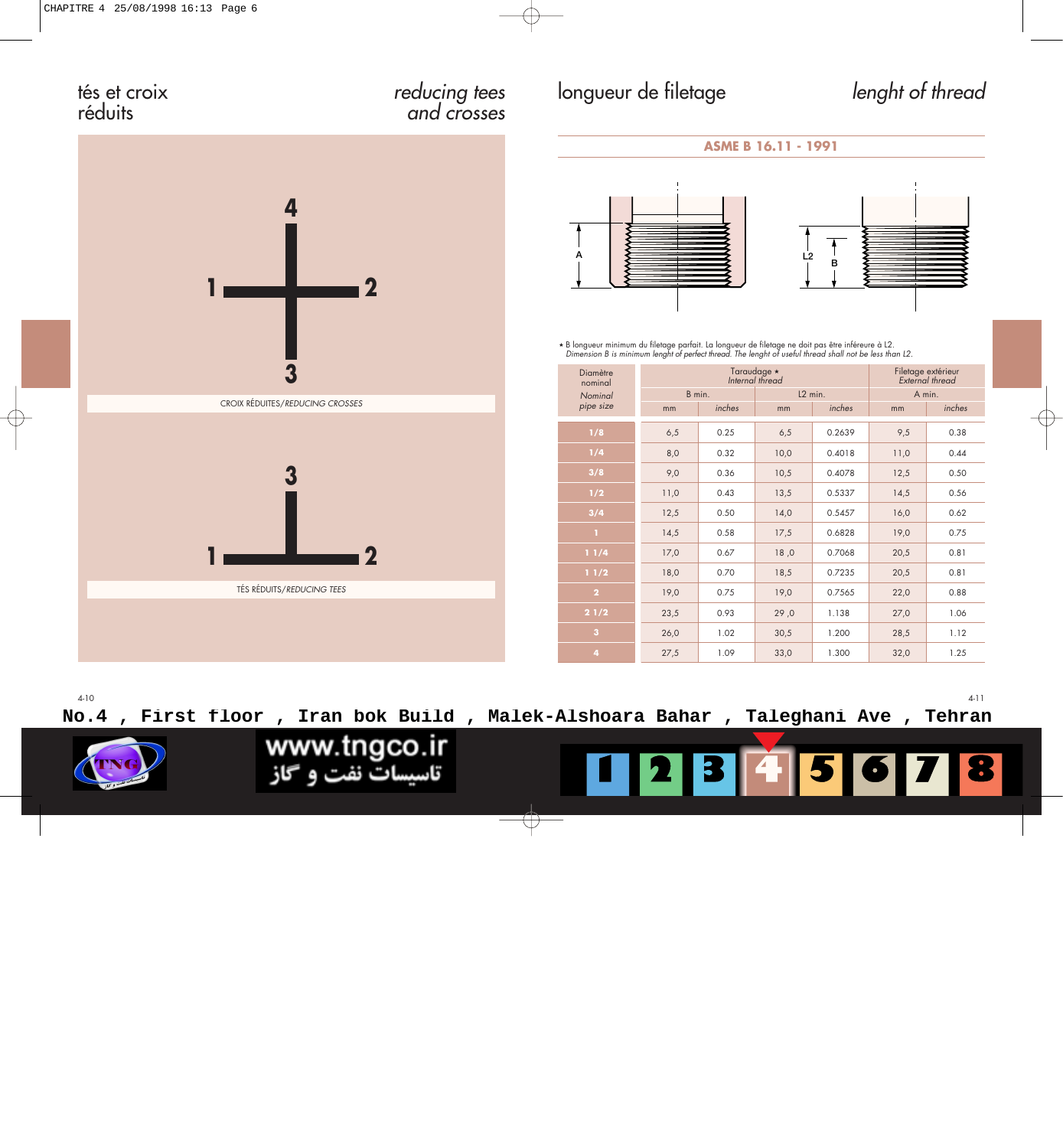# tés et croix réduits / *reducing tees and crosses*

CROIX RÉDUITES/*REDUCING CROSSES*

TÉS RÉDUITS/*REDUCING TEES*

# longueur de filetage / *lenght of thread*

**ASME B 16.11 - 1991**

⋆ B longueur minimum du filetage parfait. La longueur de filetage ne doit pas être inférieure à L2.
*Dimension B is minimum lenght of perfect thread. The lenght of useful thread shall not be less than L2.*

| Diamètre nominal *Nominal pipe size* | Taraudage ⋆ *Internal thread* | | | | Filetage extérieur *External thread* | |
|---|---|---|---|---|---|---|
| | B min. | | L2 min. | | A min. | |
| | mm | *inches* | mm | *inches* | mm | *inches* |
| 1/8 | 6,5 | 0.25 | 6,5 | 0.2639 | 9,5 | 0.38 |
| 1/4 | 8,0 | 0.32 | 10,0 | 0.4018 | 11,0 | 0.44 |
| 3/8 | 9,0 | 0.36 | 10,5 | 0.4078 | 12,5 | 0.50 |
| 1/2 | 11,0 | 0.43 | 13,5 | 0.5337 | 14,5 | 0.56 |
| 3/4 | 12,5 | 0.50 | 14,0 | 0.5457 | 16,0 | 0.62 |
| 1 | 14,5 | 0.58 | 17,5 | 0.6828 | 19,0 | 0.75 |
| 1 1/4 | 17,0 | 0.67 | 18 ,0 | 0.7068 | 20,5 | 0.81 |
| 1 1/2 | 18,0 | 0.70 | 18,5 | 0.7235 | 20,5 | 0.81 |
| 2 | 19,0 | 0.75 | 19,0 | 0.7565 | 22,0 | 0.88 |
| 2 1/2 | 23,5 | 0.93 | 29 ,0 | 1.138 | 27,0 | 1.06 |
| 3 | 26,0 | 1.02 | 30,5 | 1.200 | 28,5 | 1.12 |
| 4 | 27,5 | 1.09 | 33,0 | 1.300 | 32,0 | 1.25 |

No.4 , First floor , Iran bok Build , Malek-Alshoara Bahar , Taleghani Ave , Tehran

www.tngco.ir
تاسیسات نفت و گاز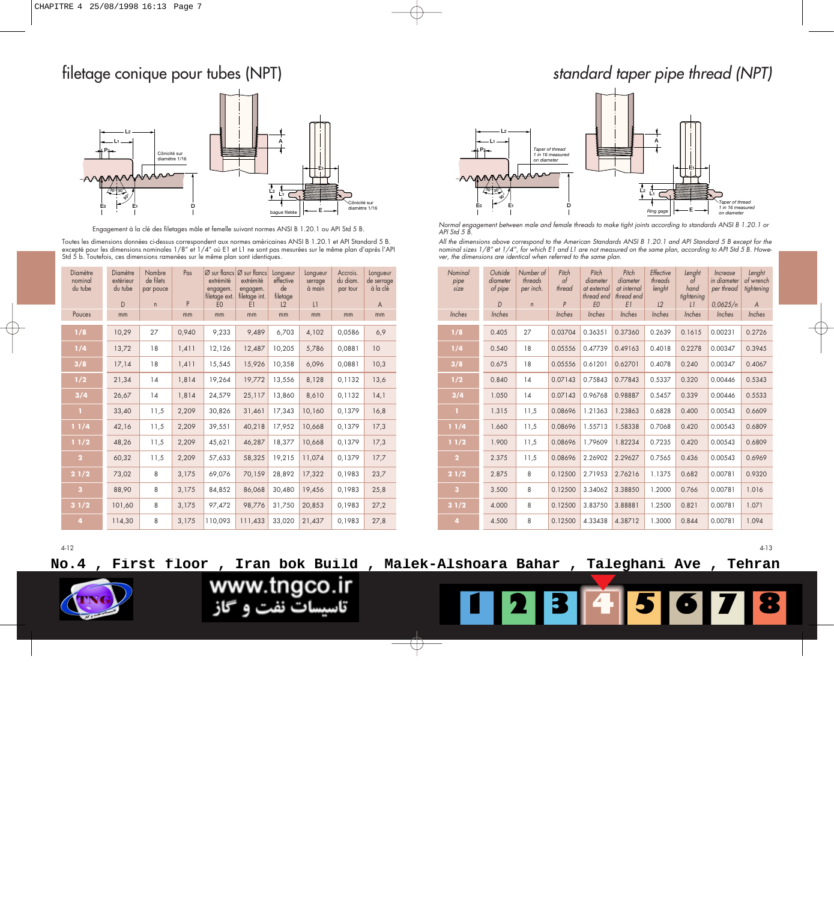# filetage conique pour tubes (NPT)

L2
L1
P
Conicité sur diamètre 1/16
E0
E1
D
A
E1
L2
L1
E
bague filetée
Conicité sur diamètre 1/16

Engagement à la clé des filetages mâle et femelle suivant normes ANSI B 1.20.1 ou API Std 5 B.

Toutes les dimensions données ci-dessus correspondent aux normes américaines ANSI B 1.20.1 et API Standard 5 B. excepté pour les dimensions nominales 1/8" et 1/4" où E1 et L1 ne sont pas mesurées sur le même plan d'après l'API Std 5 b. Toutefois, ces dimensions ramenées sur le même plan sont identiques.

| Diamètre nominal du tube | Diamètre extérieur du tube D | Nombre de filets par pouce n | Pas P | Ø sur flancs extrémité engagem. filetage ext. E0 | Ø sur flancs extrémité engagem. filetage int. E1 | Longueur effective de filetage L2 | Longueur serrage à main L1 | Accrois. du diam. par tour | Longueur de serrage à la clé A |
|---|---|---|---|---|---|---|---|---|---|
| Pouces | mm | | mm | mm | mm | mm | mm | mm | mm |
| 1/8 | 10,29 | 27 | 0,940 | 9,233 | 9,489 | 6,703 | 4,102 | 0,0586 | 6,9 |
| 1/4 | 13,72 | 18 | 1,411 | 12,126 | 12,487 | 10,205 | 5,786 | 0,0881 | 10 |
| 3/8 | 17,14 | 18 | 1,411 | 15,545 | 15,926 | 10,358 | 6,096 | 0,0881 | 10,3 |
| 1/2 | 21,34 | 14 | 1,814 | 19,264 | 19,772 | 13,556 | 8,128 | 0,1132 | 13,6 |
| 3/4 | 26,67 | 14 | 1,814 | 24,579 | 25,117 | 13,860 | 8,610 | 0,1132 | 14,1 |
| 1 | 33,40 | 11,5 | 2,209 | 30,826 | 31,461 | 17,343 | 10,160 | 0,1379 | 16,8 |
| 1 1/4 | 42,16 | 11,5 | 2,209 | 39,551 | 40,218 | 17,952 | 10,668 | 0,1379 | 17,3 |
| 1 1/2 | 48,26 | 11,5 | 2,209 | 45,621 | 46,287 | 18,377 | 10,668 | 0,1379 | 17,3 |
| 2 | 60,32 | 11,5 | 2,209 | 57,633 | 58,325 | 19,215 | 11,074 | 0,1379 | 17,7 |
| 2 1/2 | 73,02 | 8 | 3,175 | 69,076 | 70,159 | 28,892 | 17,322 | 0,1983 | 23,7 |
| 3 | 88,90 | 8 | 3,175 | 84,852 | 86,068 | 30,480 | 19,456 | 0,1983 | 25,8 |
| 3 1/2 | 101,60 | 8 | 3,175 | 97,472 | 98,776 | 31,750 | 20,853 | 0,1983 | 27,2 |
| 4 | 114,30 | 8 | 3,175 | 110,093 | 111,433 | 33,020 | 21,437 | 0,1983 | 27,8 |

# *standard taper pipe thread (NPT)*

L2
L1
P
Taper of thread 1 in 16 measured on diameter
E0
E1
D
A
E1
L2
L1
E
Ring gage
Taper of thread 1 in 16 measured on diameter

*Normal engagement between male and female threads to make tight joints according to standards ANSI B 1.20.1 or API Std 5 B.*

*All the dimensions above correspond to the American Standards ANSI B 1.20.1 and API Standard 5 B except for the nominal sizes 1/8" et 1/4", for which E1 and L1 are not measured on the same plan, according to API Std 5 B. However, the dimensions are identical when referred to the same plan.*

| Nominal pipe size | Outside diameter of pipe D | Number of threads per inch. n | Pitch of thread P | Pitch diameter at external thread end E0 | Pitch diameter at internal thread end E1 | Effective threads lenght L2 | Lenght of hand tightening L1 | Increase in diameter per thread 0,0625/n | Lenght of wrench tightening A |
|---|---|---|---|---|---|---|---|---|---|
| Inches | Inches | | Inches | Inches | Inches | Inches | Inches | Inches | Inches |
| 1/8 | 0.405 | 27 | 0.03704 | 0.36351 | 0.37360 | 0.2639 | 0.1615 | 0.00231 | 0.2726 |
| 1/4 | 0.540 | 18 | 0.05556 | 0.47739 | 0.49163 | 0.4018 | 0.2278 | 0.00347 | 0.3945 |
| 3/8 | 0.675 | 18 | 0.05556 | 0.61201 | 0.62701 | 0.4078 | 0.240 | 0.00347 | 0.4067 |
| 1/2 | 0.840 | 14 | 0.07143 | 0.75843 | 0.77843 | 0.5337 | 0.320 | 0.00446 | 0.5343 |
| 3/4 | 1.050 | 14 | 0.07143 | 0.96768 | 0.98887 | 0.5457 | 0.339 | 0.00446 | 0.5533 |
| 1 | 1.315 | 11,5 | 0.08696 | 1.21363 | 1.23863 | 0.6828 | 0.400 | 0.00543 | 0.6609 |
| 1 1/4 | 1.660 | 11,5 | 0.08696 | 1.55713 | 1.58338 | 0.7068 | 0.420 | 0.00543 | 0.6809 |
| 1 1/2 | 1.900 | 11,5 | 0.08696 | 1.79609 | 1.82234 | 0.7235 | 0.420 | 0.00543 | 0.6809 |
| 2 | 2.375 | 11,5 | 0.08696 | 2.26902 | 2.29627 | 0.7565 | 0.436 | 0.00543 | 0.6969 |
| 2 1/2 | 2.875 | 8 | 0.12500 | 2.71953 | 2.76216 | 1.1375 | 0.682 | 0.00781 | 0.9320 |
| 3 | 3.500 | 8 | 0.12500 | 3.34062 | 3.38850 | 1.2000 | 0.766 | 0.00781 | 1.016 |
| 3 1/2 | 4.000 | 8 | 0.12500 | 3.83750 | 3.88881 | 1.2500 | 0.821 | 0.00781 | 1.071 |
| 4 | 4.500 | 8 | 0.12500 | 4.33438 | 4.38712 | 1.3000 | 0.844 | 0.00781 | 1.094 |

No.4 , First floor , Iran bok Build , Malek-Alshoara Bahar , Taleghani Ave , Tehran

www.tngco.ir
تاسیسات نفت و گاز